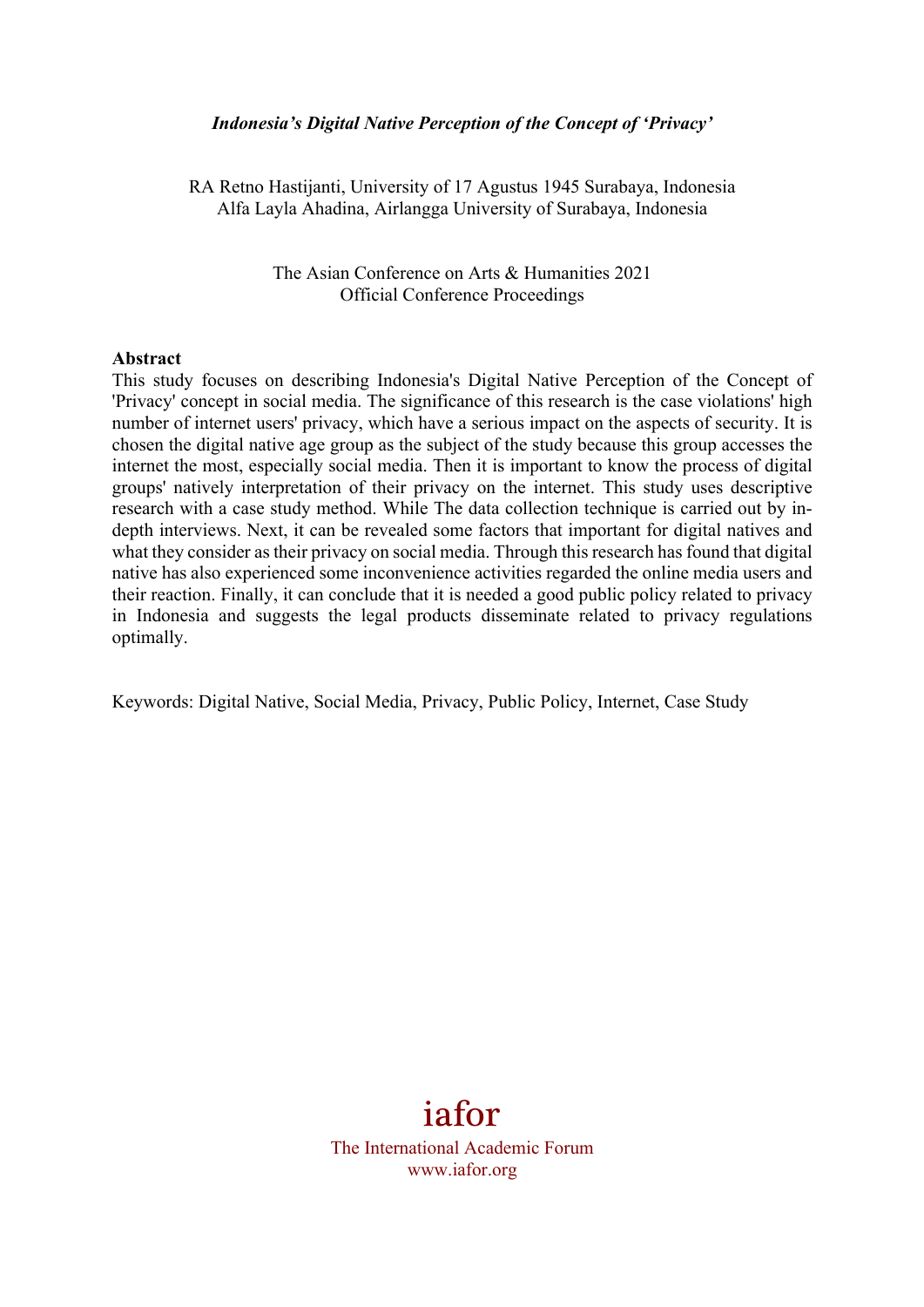# *Indonesia's Digital Native Perception of the Concept of 'Privacy'*

RA Retno Hastijanti, University of 17 Agustus 1945 Surabaya, Indonesia
Alfa Layla Ahadina, Airlangga University of Surabaya, Indonesia

The Asian Conference on Arts & Humanities 2021
Official Conference Proceedings

**Abstract**

This study focuses on describing Indonesia's Digital Native Perception of the Concept of 'Privacy' concept in social media. The significance of this research is the case violations' high number of internet users' privacy, which have a serious impact on the aspects of security. It is chosen the digital native age group as the subject of the study because this group accesses the internet the most, especially social media. Then it is important to know the process of digital groups' natively interpretation of their privacy on the internet. This study uses descriptive research with a case study method. While The data collection technique is carried out by in-depth interviews. Next, it can be revealed some factors that important for digital natives and what they consider as their privacy on social media. Through this research has found that digital native has also experienced some inconvenience activities regarded the online media users and their reaction. Finally, it can conclude that it is needed a good public policy related to privacy in Indonesia and suggests the legal products disseminate related to privacy regulations optimally.

Keywords: Digital Native, Social Media, Privacy, Public Policy, Internet, Case Study

iafor

The International Academic Forum
www.iafor.org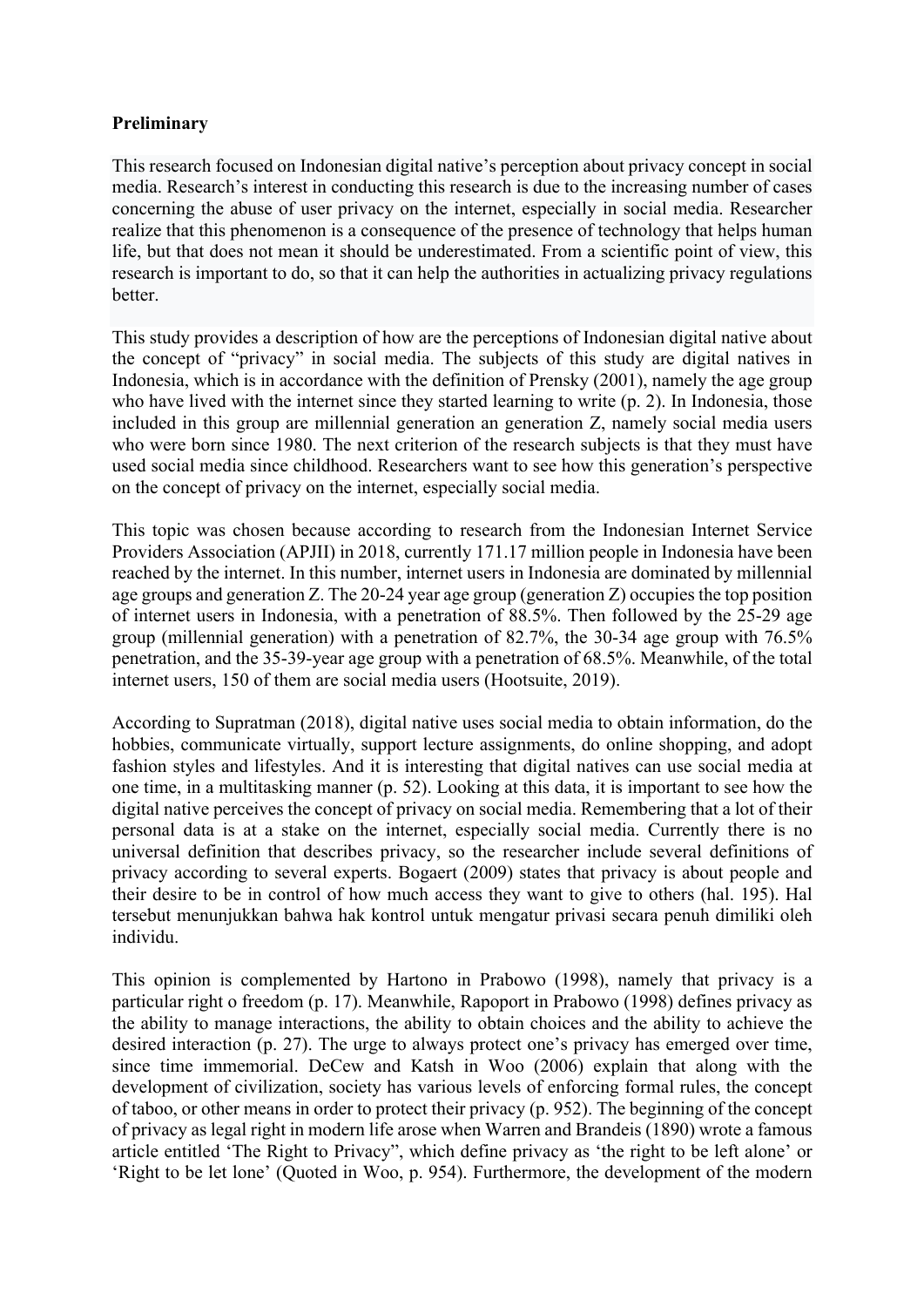**Preliminary**

This research focused on Indonesian digital native's perception about privacy concept in social media. Research's interest in conducting this research is due to the increasing number of cases concerning the abuse of user privacy on the internet, especially in social media. Researcher realize that this phenomenon is a consequence of the presence of technology that helps human life, but that does not mean it should be underestimated. From a scientific point of view, this research is important to do, so that it can help the authorities in actualizing privacy regulations better.

This study provides a description of how are the perceptions of Indonesian digital native about the concept of "privacy" in social media. The subjects of this study are digital natives in Indonesia, which is in accordance with the definition of Prensky (2001), namely the age group who have lived with the internet since they started learning to write (p. 2). In Indonesia, those included in this group are millennial generation an generation Z, namely social media users who were born since 1980. The next criterion of the research subjects is that they must have used social media since childhood. Researchers want to see how this generation's perspective on the concept of privacy on the internet, especially social media.

This topic was chosen because according to research from the Indonesian Internet Service Providers Association (APJII) in 2018, currently 171.17 million people in Indonesia have been reached by the internet. In this number, internet users in Indonesia are dominated by millennial age groups and generation Z. The 20-24 year age group (generation Z) occupies the top position of internet users in Indonesia, with a penetration of 88.5%. Then followed by the 25-29 age group (millennial generation) with a penetration of 82.7%, the 30-34 age group with 76.5% penetration, and the 35-39-year age group with a penetration of 68.5%. Meanwhile, of the total internet users, 150 of them are social media users (Hootsuite, 2019).

According to Supratman (2018), digital native uses social media to obtain information, do the hobbies, communicate virtually, support lecture assignments, do online shopping, and adopt fashion styles and lifestyles. And it is interesting that digital natives can use social media at one time, in a multitasking manner (p. 52). Looking at this data, it is important to see how the digital native perceives the concept of privacy on social media. Remembering that a lot of their personal data is at a stake on the internet, especially social media. Currently there is no universal definition that describes privacy, so the researcher include several definitions of privacy according to several experts. Bogaert (2009) states that privacy is about people and their desire to be in control of how much access they want to give to others (hal. 195). Hal tersebut menunjukkan bahwa hak kontrol untuk mengatur privasi secara penuh dimiliki oleh individu.

This opinion is complemented by Hartono in Prabowo (1998), namely that privacy is a particular right o freedom (p. 17). Meanwhile, Rapoport in Prabowo (1998) defines privacy as the ability to manage interactions, the ability to obtain choices and the ability to achieve the desired interaction (p. 27). The urge to always protect one's privacy has emerged over time, since time immemorial. DeCew and Katsh in Woo (2006) explain that along with the development of civilization, society has various levels of enforcing formal rules, the concept of taboo, or other means in order to protect their privacy (p. 952). The beginning of the concept of privacy as legal right in modern life arose when Warren and Brandeis (1890) wrote a famous article entitled 'The Right to Privacy", which define privacy as 'the right to be left alone' or 'Right to be let lone' (Quoted in Woo, p. 954). Furthermore, the development of the modern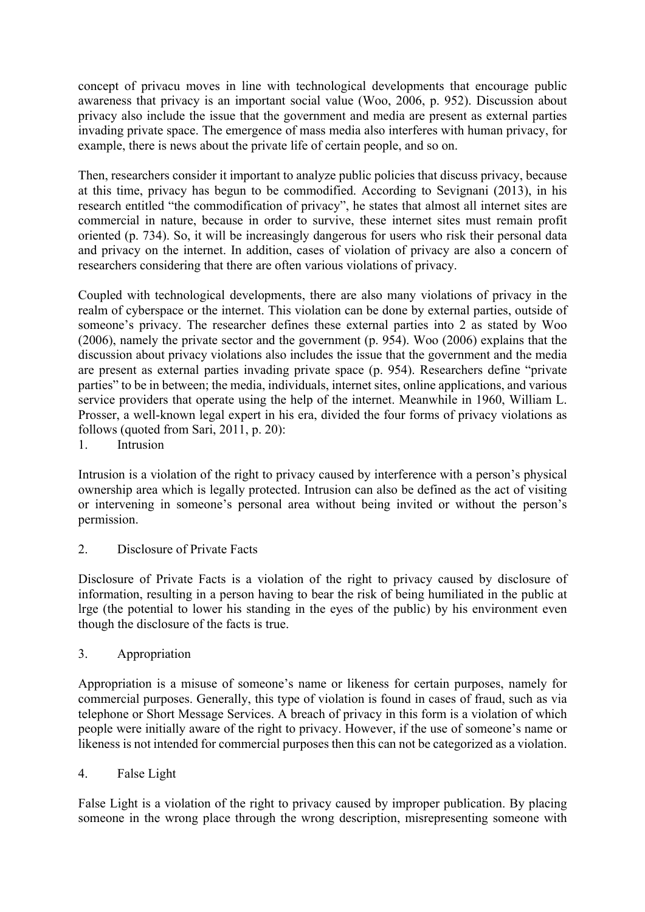concept of privacu moves in line with technological developments that encourage public awareness that privacy is an important social value (Woo, 2006, p. 952). Discussion about privacy also include the issue that the government and media are present as external parties invading private space. The emergence of mass media also interferes with human privacy, for example, there is news about the private life of certain people, and so on.

Then, researchers consider it important to analyze public policies that discuss privacy, because at this time, privacy has begun to be commodified. According to Sevignani (2013), in his research entitled "the commodification of privacy", he states that almost all internet sites are commercial in nature, because in order to survive, these internet sites must remain profit oriented (p. 734). So, it will be increasingly dangerous for users who risk their personal data and privacy on the internet. In addition, cases of violation of privacy are also a concern of researchers considering that there are often various violations of privacy.

Coupled with technological developments, there are also many violations of privacy in the realm of cyberspace or the internet. This violation can be done by external parties, outside of someone's privacy. The researcher defines these external parties into 2 as stated by Woo (2006), namely the private sector and the government (p. 954). Woo (2006) explains that the discussion about privacy violations also includes the issue that the government and the media are present as external parties invading private space (p. 954). Researchers define "private parties" to be in between; the media, individuals, internet sites, online applications, and various service providers that operate using the help of the internet. Meanwhile in 1960, William L. Prosser, a well-known legal expert in his era, divided the four forms of privacy violations as follows (quoted from Sari, 2011, p. 20):

1. Intrusion

Intrusion is a violation of the right to privacy caused by interference with a person's physical ownership area which is legally protected. Intrusion can also be defined as the act of visiting or intervening in someone's personal area without being invited or without the person's permission.

2. Disclosure of Private Facts

Disclosure of Private Facts is a violation of the right to privacy caused by disclosure of information, resulting in a person having to bear the risk of being humiliated in the public at lrge (the potential to lower his standing in the eyes of the public) by his environment even though the disclosure of the facts is true.

3. Appropriation

Appropriation is a misuse of someone's name or likeness for certain purposes, namely for commercial purposes. Generally, this type of violation is found in cases of fraud, such as via telephone or Short Message Services. A breach of privacy in this form is a violation of which people were initially aware of the right to privacy. However, if the use of someone's name or likeness is not intended for commercial purposes then this can not be categorized as a violation.

4. False Light

False Light is a violation of the right to privacy caused by improper publication. By placing someone in the wrong place through the wrong description, misrepresenting someone with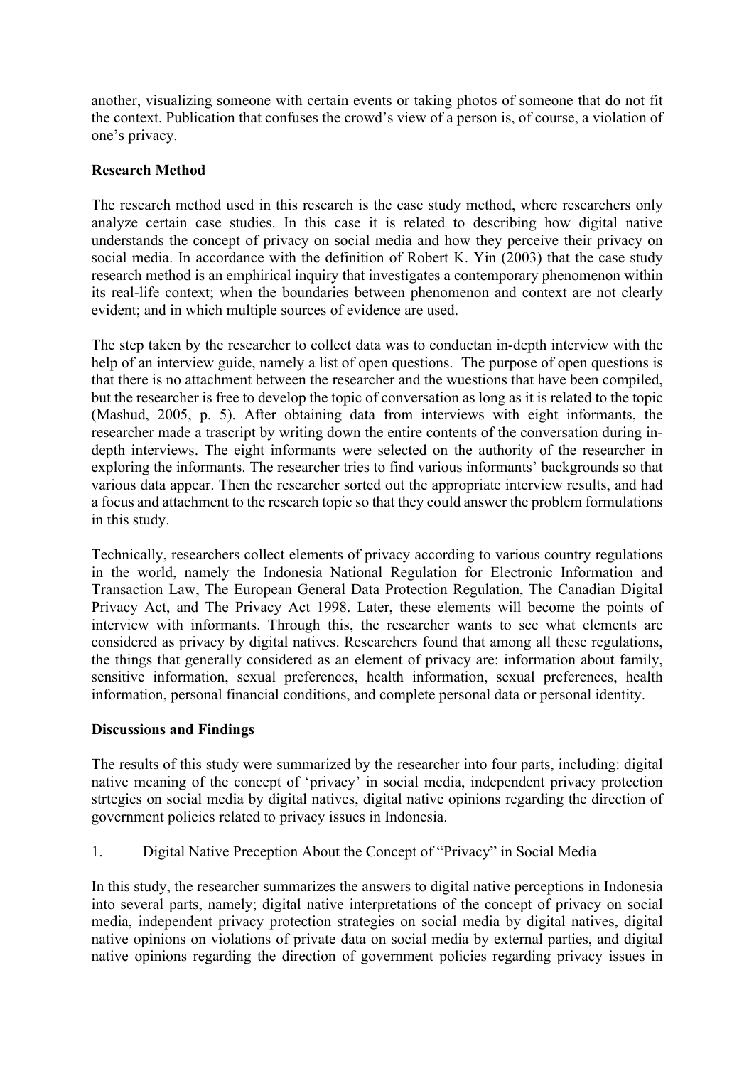another, visualizing someone with certain events or taking photos of someone that do not fit the context. Publication that confuses the crowd's view of a person is, of course, a violation of one's privacy.

## Research Method

The research method used in this research is the case study method, where researchers only analyze certain case studies. In this case it is related to describing how digital native understands the concept of privacy on social media and how they perceive their privacy on social media. In accordance with the definition of Robert K. Yin (2003) that the case study research method is an emphirical inquiry that investigates a contemporary phenomenon within its real-life context; when the boundaries between phenomenon and context are not clearly evident; and in which multiple sources of evidence are used.

The step taken by the researcher to collect data was to conductan in-depth interview with the help of an interview guide, namely a list of open questions. The purpose of open questions is that there is no attachment between the researcher and the wuestions that have been compiled, but the researcher is free to develop the topic of conversation as long as it is related to the topic (Mashud, 2005, p. 5). After obtaining data from interviews with eight informants, the researcher made a trascript by writing down the entire contents of the conversation during in-depth interviews. The eight informants were selected on the authority of the researcher in exploring the informants. The researcher tries to find various informants' backgrounds so that various data appear. Then the researcher sorted out the appropriate interview results, and had a focus and attachment to the research topic so that they could answer the problem formulations in this study.

Technically, researchers collect elements of privacy according to various country regulations in the world, namely the Indonesia National Regulation for Electronic Information and Transaction Law, The European General Data Protection Regulation, The Canadian Digital Privacy Act, and The Privacy Act 1998. Later, these elements will become the points of interview with informants. Through this, the researcher wants to see what elements are considered as privacy by digital natives. Researchers found that among all these regulations, the things that generally considered as an element of privacy are: information about family, sensitive information, sexual preferences, health information, sexual preferences, health information, personal financial conditions, and complete personal data or personal identity.

## Discussions and Findings

The results of this study were summarized by the researcher into four parts, including: digital native meaning of the concept of 'privacy' in social media, independent privacy protection strtegies on social media by digital natives, digital native opinions regarding the direction of government policies related to privacy issues in Indonesia.

### 1. Digital Native Preception About the Concept of "Privacy" in Social Media

In this study, the researcher summarizes the answers to digital native perceptions in Indonesia into several parts, namely; digital native interpretations of the concept of privacy on social media, independent privacy protection strategies on social media by digital natives, digital native opinions on violations of private data on social media by external parties, and digital native opinions regarding the direction of government policies regarding privacy issues in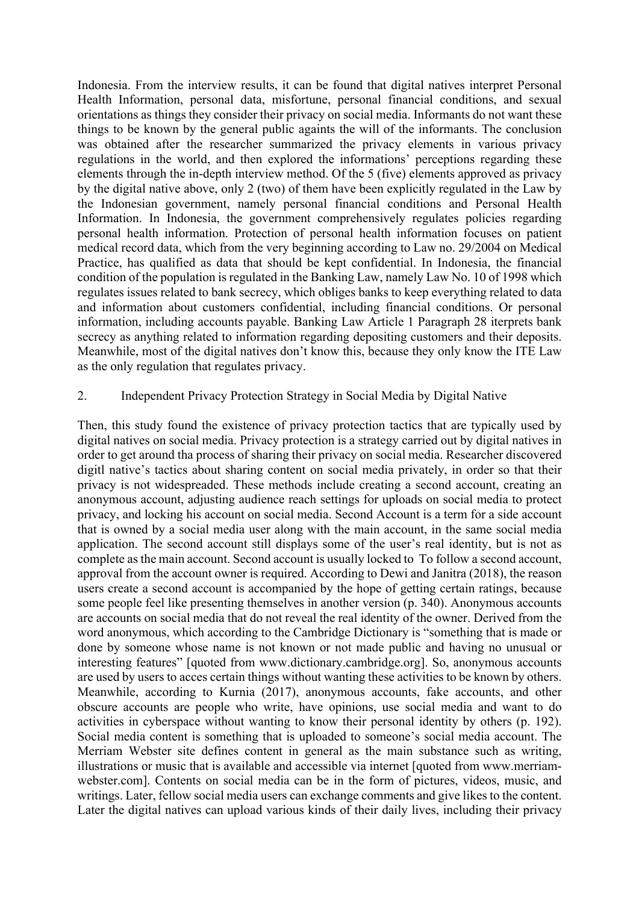Indonesia. From the interview results, it can be found that digital natives interpret Personal Health Information, personal data, misfortune, personal financial conditions, and sexual orientations as things they consider their privacy on social media. Informants do not want these things to be known by the general public againts the will of the informants. The conclusion was obtained after the researcher summarized the privacy elements in various privacy regulations in the world, and then explored the informations' perceptions regarding these elements through the in-depth interview method. Of the 5 (five) elements approved as privacy by the digital native above, only 2 (two) of them have been explicitly regulated in the Law by the Indonesian government, namely personal financial conditions and Personal Health Information. In Indonesia, the government comprehensively regulates policies regarding personal health information. Protection of personal health information focuses on patient medical record data, which from the very beginning according to Law no. 29/2004 on Medical Practice, has qualified as data that should be kept confidential. In Indonesia, the financial condition of the population is regulated in the Banking Law, namely Law No. 10 of 1998 which regulates issues related to bank secrecy, which obliges banks to keep everything related to data and information about customers confidential, including financial conditions. Or personal information, including accounts payable. Banking Law Article 1 Paragraph 28 iterprets bank secrecy as anything related to information regarding depositing customers and their deposits. Meanwhile, most of the digital natives don't know this, because they only know the ITE Law as the only regulation that regulates privacy.

## 2. Independent Privacy Protection Strategy in Social Media by Digital Native

Then, this study found the existence of privacy protection tactics that are typically used by digital natives on social media. Privacy protection is a strategy carried out by digital natives in order to get around tha process of sharing their privacy on social media. Researcher discovered digitl native's tactics about sharing content on social media privately, in order so that their privacy is not widespreaded. These methods include creating a second account, creating an anonymous account, adjusting audience reach settings for uploads on social media to protect privacy, and locking his account on social media. Second Account is a term for a side account that is owned by a social media user along with the main account, in the same social media application. The second account still displays some of the user's real identity, but is not as complete as the main account. Second account is usually locked to To follow a second account, approval from the account owner is required. According to Dewi and Janitra (2018), the reason users create a second account is accompanied by the hope of getting certain ratings, because some people feel like presenting themselves in another version (p. 340). Anonymous accounts are accounts on social media that do not reveal the real identity of the owner. Derived from the word anonymous, which according to the Cambridge Dictionary is "something that is made or done by someone whose name is not known or not made public and having no unusual or interesting features" [quoted from www.dictionary.cambridge.org]. So, anonymous accounts are used by users to acces certain things without wanting these activities to be known by others. Meanwhile, according to Kurnia (2017), anonymous accounts, fake accounts, and other obscure accounts are people who write, have opinions, use social media and want to do activities in cyberspace without wanting to know their personal identity by others (p. 192). Social media content is something that is uploaded to someone's social media account. The Merriam Webster site defines content in general as the main substance such as writing, illustrations or music that is available and accessible via internet [quoted from www.merriam-webster.com]. Contents on social media can be in the form of pictures, videos, music, and writings. Later, fellow social media users can exchange comments and give likes to the content. Later the digital natives can upload various kinds of their daily lives, including their privacy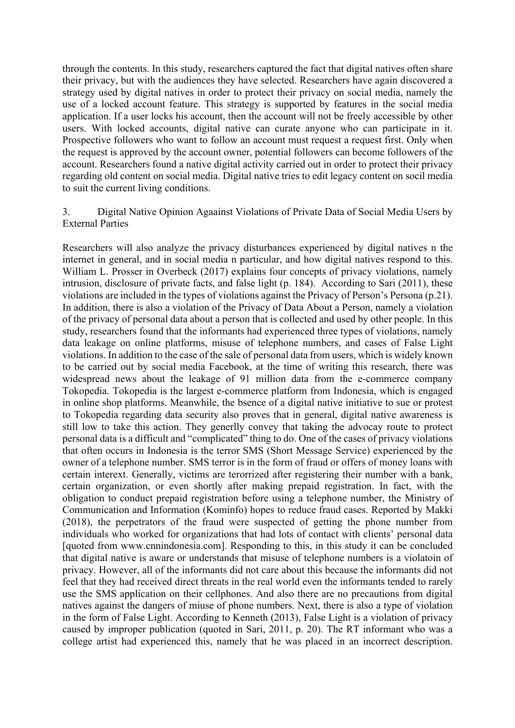through the contents. In this study, researchers captured the fact that digital natives often share their privacy, but with the audiences they have selected. Researchers have again discovered a strategy used by digital natives in order to protect their privacy on social media, namely the use of a locked account feature. This strategy is supported by features in the social media application. If a user locks his account, then the account will not be freely accessible by other users. With locked accounts, digital native can curate anyone who can participate in it. Prospective followers who want to follow an account must request a request first. Only when the request is approved by the account owner, potential followers can become followers of the account. Researchers found a native digital activity carried out in order to protect their privacy regarding old content on social media. Digital native tries to edit legacy content on socil media to suit the current living conditions.

3. Digital Native Opinion Agaainst Violations of Private Data of Social Media Users by External Parties

Researchers will also analyze the privacy disturbances experienced by digital natives n the internet in general, and in social media n particular, and how digital natives respond to this. William L. Prosser in Overbeck (2017) explains four concepts of privacy violations, namely intrusion, disclosure of private facts, and false light (p. 184). According to Sari (2011), these violations are included in the types of violations against the Privacy of Person's Persona (p.21). In addition, there is also a violation of the Privacy of Data About a Person, namely a violation of the privacy of personal data about a person that is collected and used by other people. In this study, researchers found that the informants had experienced three types of violations, namely data leakage on online platforms, misuse of telephone numbers, and cases of False Light violations. In addition to the case of the sale of personal data from users, which is widely known to be carried out by social media Facebook, at the time of writing this research, there was widespread news about the leakage of 91 million data from the e-commerce company Tokopedia. Tokopedia is the largest e-commerce platform from Indonesia, which is engaged in online shop platforms. Meanwhile, the bsence of a digital native initiative to sue or protest to Tokopedia regarding data security also proves that in general, digital native awareness is still low to take this action. They generlly convey that taking the advocay route to protect personal data is a difficult and "complicated" thing to do. One of the cases of privacy violations that often occurs in Indonesia is the terror SMS (Short Message Service) experienced by the owner of a telephone number. SMS terror is in the form of fraud or offers of money loans with certain interext. Generally, victims are terorrized after registering their number with a bank, certain organization, or even shortly after making prepaid registration. In fact, with the obligation to conduct prepaid registration before using a telephone number, the Ministry of Communication and Information (Kominfo) hopes to reduce fraud cases. Reported by Makki (2018), the perpetrators of the fraud were suspected of getting the phone number from individuals who worked for organizations that had lots of contact with clients' personal data [quoted from www.cnnindonesia.com]. Responding to this, in this study it can be concluded that digital native is aware or understands that misuse of telephone numbers is a violatoin of privacy. However, all of the informants did not care about this because the informants did not feel that they had received direct threats in the real world even the informants tended to rarely use the SMS application on their cellphones. And also there are no precautions from digital natives against the dangers of miuse of phone numbers. Next, there is also a type of violation in the form of False Light. According to Kenneth (2013), False Light is a violation of privacy caused by improper publication (quoted in Sari, 2011, p. 20). The RT informant who was a college artist had experienced this, namely that he was placed in an incorrect description.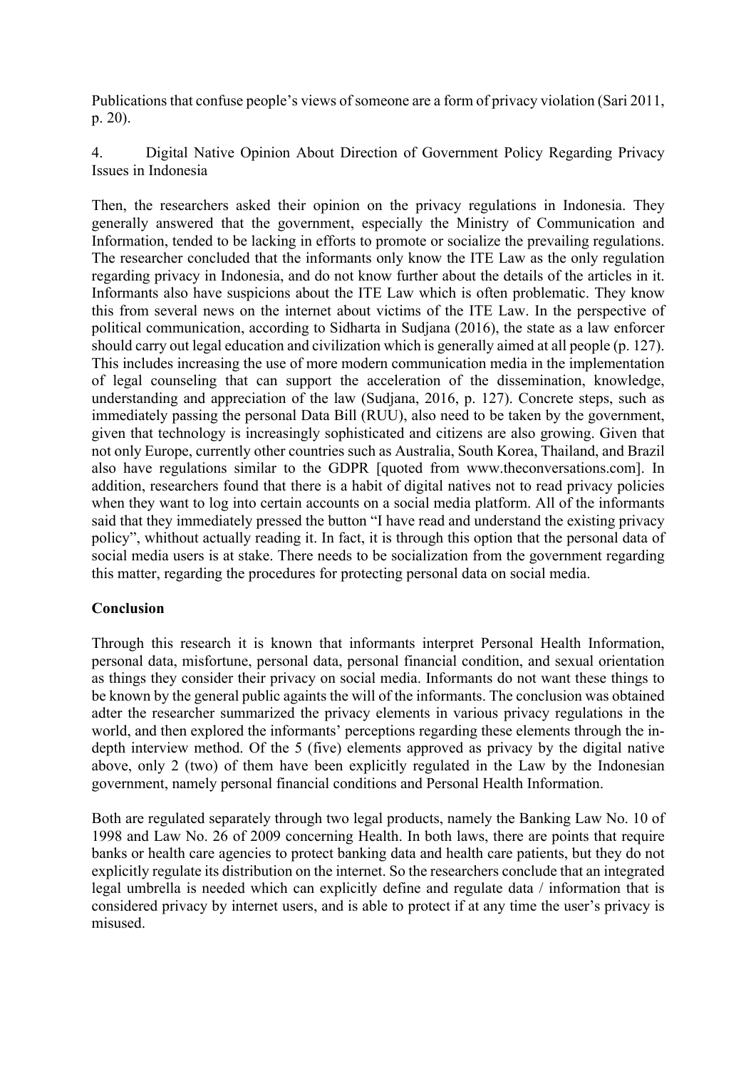Publications that confuse people's views of someone are a form of privacy violation (Sari 2011, p. 20).

4. Digital Native Opinion About Direction of Government Policy Regarding Privacy Issues in Indonesia

Then, the researchers asked their opinion on the privacy regulations in Indonesia. They generally answered that the government, especially the Ministry of Communication and Information, tended to be lacking in efforts to promote or socialize the prevailing regulations. The researcher concluded that the informants only know the ITE Law as the only regulation regarding privacy in Indonesia, and do not know further about the details of the articles in it. Informants also have suspicions about the ITE Law which is often problematic. They know this from several news on the internet about victims of the ITE Law. In the perspective of political communication, according to Sidharta in Sudjana (2016), the state as a law enforcer should carry out legal education and civilization which is generally aimed at all people (p. 127). This includes increasing the use of more modern communication media in the implementation of legal counseling that can support the acceleration of the dissemination, knowledge, understanding and appreciation of the law (Sudjana, 2016, p. 127). Concrete steps, such as immediately passing the personal Data Bill (RUU), also need to be taken by the government, given that technology is increasingly sophisticated and citizens are also growing. Given that not only Europe, currently other countries such as Australia, South Korea, Thailand, and Brazil also have regulations similar to the GDPR [quoted from www.theconversations.com]. In addition, researchers found that there is a habit of digital natives not to read privacy policies when they want to log into certain accounts on a social media platform. All of the informants said that they immediately pressed the button "I have read and understand the existing privacy policy", whithout actually reading it. In fact, it is through this option that the personal data of social media users is at stake. There needs to be socialization from the government regarding this matter, regarding the procedures for protecting personal data on social media.

## Conclusion

Through this research it is known that informants interpret Personal Health Information, personal data, misfortune, personal data, personal financial condition, and sexual orientation as things they consider their privacy on social media. Informants do not want these things to be known by the general public againts the will of the informants. The conclusion was obtained adter the researcher summarized the privacy elements in various privacy regulations in the world, and then explored the informants' perceptions regarding these elements through the in-depth interview method. Of the 5 (five) elements approved as privacy by the digital native above, only 2 (two) of them have been explicitly regulated in the Law by the Indonesian government, namely personal financial conditions and Personal Health Information.

Both are regulated separately through two legal products, namely the Banking Law No. 10 of 1998 and Law No. 26 of 2009 concerning Health. In both laws, there are points that require banks or health care agencies to protect banking data and health care patients, but they do not explicitly regulate its distribution on the internet. So the researchers conclude that an integrated legal umbrella is needed which can explicitly define and regulate data / information that is considered privacy by internet users, and is able to protect if at any time the user's privacy is misused.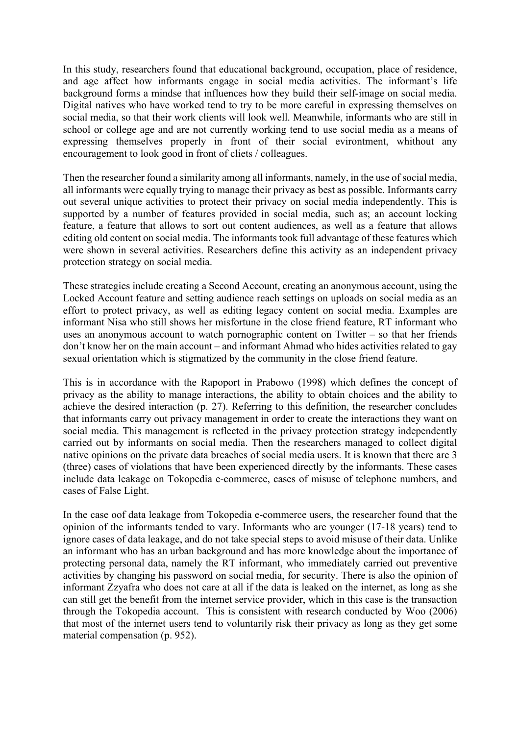In this study, researchers found that educational background, occupation, place of residence, and age affect how informants engage in social media activities. The informant's life background forms a mindse that influences how they build their self-image on social media. Digital natives who have worked tend to try to be more careful in expressing themselves on social media, so that their work clients will look well. Meanwhile, informants who are still in school or college age and are not currently working tend to use social media as a means of expressing themselves properly in front of their social evirontment, whithout any encouragement to look good in front of cliets / colleagues.

Then the researcher found a similarity among all informants, namely, in the use of social media, all informants were equally trying to manage their privacy as best as possible. Informants carry out several unique activities to protect their privacy on social media independently. This is supported by a number of features provided in social media, such as; an account locking feature, a feature that allows to sort out content audiences, as well as a feature that allows editing old content on social media. The informants took full advantage of these features which were shown in several activities. Researchers define this activity as an independent privacy protection strategy on social media.

These strategies include creating a Second Account, creating an anonymous account, using the Locked Account feature and setting audience reach settings on uploads on social media as an effort to protect privacy, as well as editing legacy content on social media. Examples are informant Nisa who still shows her misfortune in the close friend feature, RT informant who uses an anonymous account to watch pornographic content on Twitter – so that her friends don't know her on the main account – and informant Ahmad who hides activities related to gay sexual orientation which is stigmatized by the community in the close friend feature.

This is in accordance with the Rapoport in Prabowo (1998) which defines the concept of privacy as the ability to manage interactions, the ability to obtain choices and the ability to achieve the desired interaction (p. 27). Referring to this definition, the researcher concludes that informants carry out privacy management in order to create the interactions they want on social media. This management is reflected in the privacy protection strategy independently carried out by informants on social media. Then the researchers managed to collect digital native opinions on the private data breaches of social media users. It is known that there are 3 (three) cases of violations that have been experienced directly by the informants. These cases include data leakage on Tokopedia e-commerce, cases of misuse of telephone numbers, and cases of False Light.

In the case oof data leakage from Tokopedia e-commerce users, the researcher found that the opinion of the informants tended to vary. Informants who are younger (17-18 years) tend to ignore cases of data leakage, and do not take special steps to avoid misuse of their data. Unlike an informant who has an urban background and has more knowledge about the importance of protecting personal data, namely the RT informant, who immediately carried out preventive activities by changing his password on social media, for security. There is also the opinion of informant Zzyafra who does not care at all if the data is leaked on the internet, as long as she can still get the benefit from the internet service provider, which in this case is the transaction through the Tokopedia account. This is consistent with research conducted by Woo (2006) that most of the internet users tend to voluntarily risk their privacy as long as they get some material compensation (p. 952).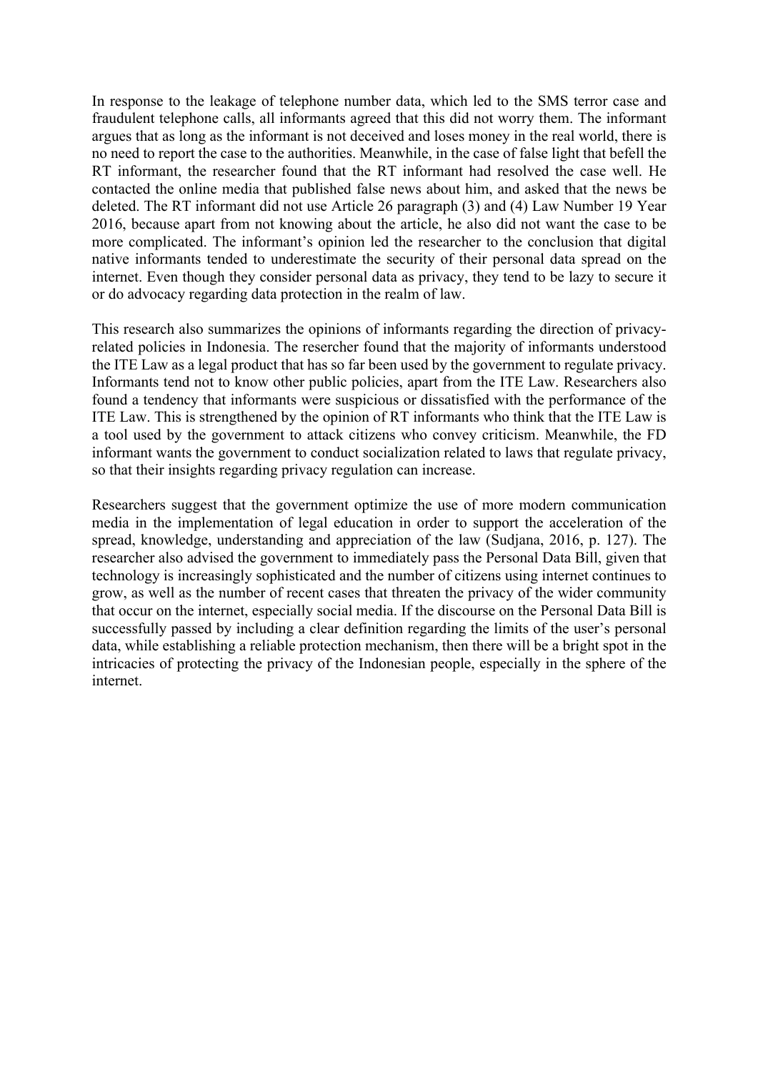In response to the leakage of telephone number data, which led to the SMS terror case and fraudulent telephone calls, all informants agreed that this did not worry them. The informant argues that as long as the informant is not deceived and loses money in the real world, there is no need to report the case to the authorities. Meanwhile, in the case of false light that befell the RT informant, the researcher found that the RT informant had resolved the case well. He contacted the online media that published false news about him, and asked that the news be deleted. The RT informant did not use Article 26 paragraph (3) and (4) Law Number 19 Year 2016, because apart from not knowing about the article, he also did not want the case to be more complicated. The informant's opinion led the researcher to the conclusion that digital native informants tended to underestimate the security of their personal data spread on the internet. Even though they consider personal data as privacy, they tend to be lazy to secure it or do advocacy regarding data protection in the realm of law.

This research also summarizes the opinions of informants regarding the direction of privacy-related policies in Indonesia. The resercher found that the majority of informants understood the ITE Law as a legal product that has so far been used by the government to regulate privacy. Informants tend not to know other public policies, apart from the ITE Law. Researchers also found a tendency that informants were suspicious or dissatisfied with the performance of the ITE Law. This is strengthened by the opinion of RT informants who think that the ITE Law is a tool used by the government to attack citizens who convey criticism. Meanwhile, the FD informant wants the government to conduct socialization related to laws that regulate privacy, so that their insights regarding privacy regulation can increase.

Researchers suggest that the government optimize the use of more modern communication media in the implementation of legal education in order to support the acceleration of the spread, knowledge, understanding and appreciation of the law (Sudjana, 2016, p. 127). The researcher also advised the government to immediately pass the Personal Data Bill, given that technology is increasingly sophisticated and the number of citizens using internet continues to grow, as well as the number of recent cases that threaten the privacy of the wider community that occur on the internet, especially social media. If the discourse on the Personal Data Bill is successfully passed by including a clear definition regarding the limits of the user's personal data, while establishing a reliable protection mechanism, then there will be a bright spot in the intricacies of protecting the privacy of the Indonesian people, especially in the sphere of the internet.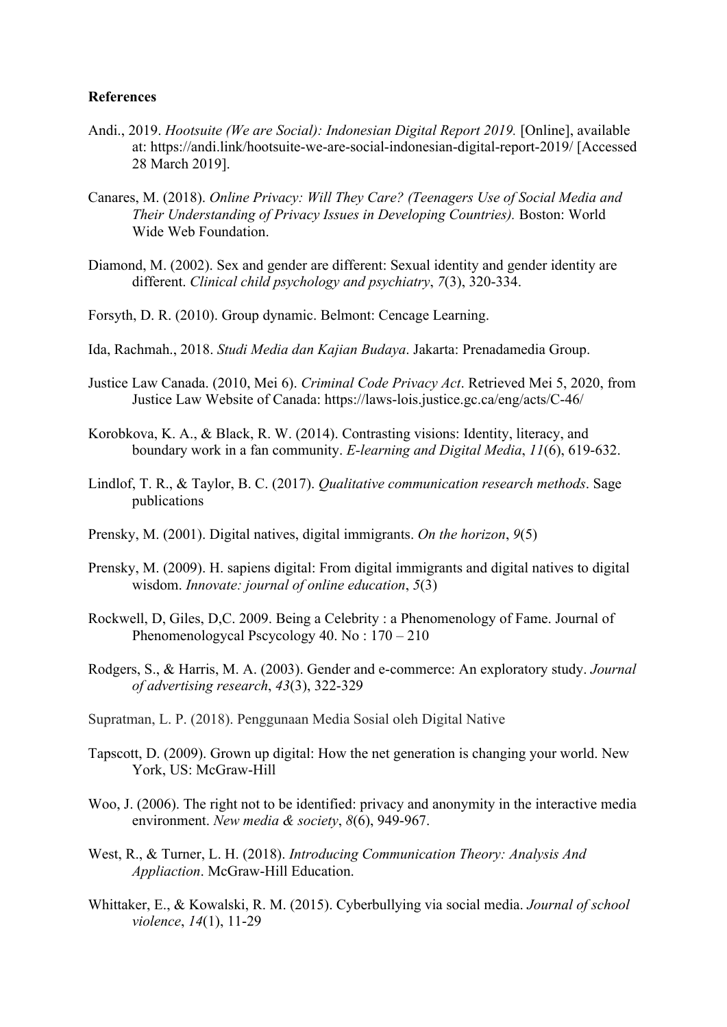**References**

Andi., 2019. *Hootsuite (We are Social): Indonesian Digital Report 2019.* [Online], available at: https://andi.link/hootsuite-we-are-social-indonesian-digital-report-2019/ [Accessed 28 March 2019].

Canares, M. (2018). *Online Privacy: Will They Care? (Teenagers Use of Social Media and Their Understanding of Privacy Issues in Developing Countries).* Boston: World Wide Web Foundation.

Diamond, M. (2002). Sex and gender are different: Sexual identity and gender identity are different. *Clinical child psychology and psychiatry*, *7*(3), 320-334.

Forsyth, D. R. (2010). Group dynamic. Belmont: Cencage Learning.

Ida, Rachmah., 2018. *Studi Media dan Kajian Budaya*. Jakarta: Prenadamedia Group.

Justice Law Canada. (2010, Mei 6). *Criminal Code Privacy Act*. Retrieved Mei 5, 2020, from Justice Law Website of Canada: https://laws-lois.justice.gc.ca/eng/acts/C-46/

Korobkova, K. A., & Black, R. W. (2014). Contrasting visions: Identity, literacy, and boundary work in a fan community. *E-learning and Digital Media*, *11*(6), 619-632.

Lindlof, T. R., & Taylor, B. C. (2017). *Qualitative communication research methods*. Sage publications

Prensky, M. (2001). Digital natives, digital immigrants. *On the horizon*, *9*(5)

Prensky, M. (2009). H. sapiens digital: From digital immigrants and digital natives to digital wisdom. *Innovate: journal of online education*, *5*(3)

Rockwell, D, Giles, D,C. 2009. Being a Celebrity : a Phenomenology of Fame. Journal of Phenomenologycal Pscycology 40. No : 170 – 210

Rodgers, S., & Harris, M. A. (2003). Gender and e-commerce: An exploratory study. *Journal of advertising research*, *43*(3), 322-329

Supratman, L. P. (2018). Penggunaan Media Sosial oleh Digital Native

Tapscott, D. (2009). Grown up digital: How the net generation is changing your world. New York, US: McGraw-Hill

Woo, J. (2006). The right not to be identified: privacy and anonymity in the interactive media environment. *New media & society*, *8*(6), 949-967.

West, R., & Turner, L. H. (2018). *Introducing Communication Theory: Analysis And Appliaction*. McGraw-Hill Education.

Whittaker, E., & Kowalski, R. M. (2015). Cyberbullying via social media. *Journal of school violence*, *14*(1), 11-29